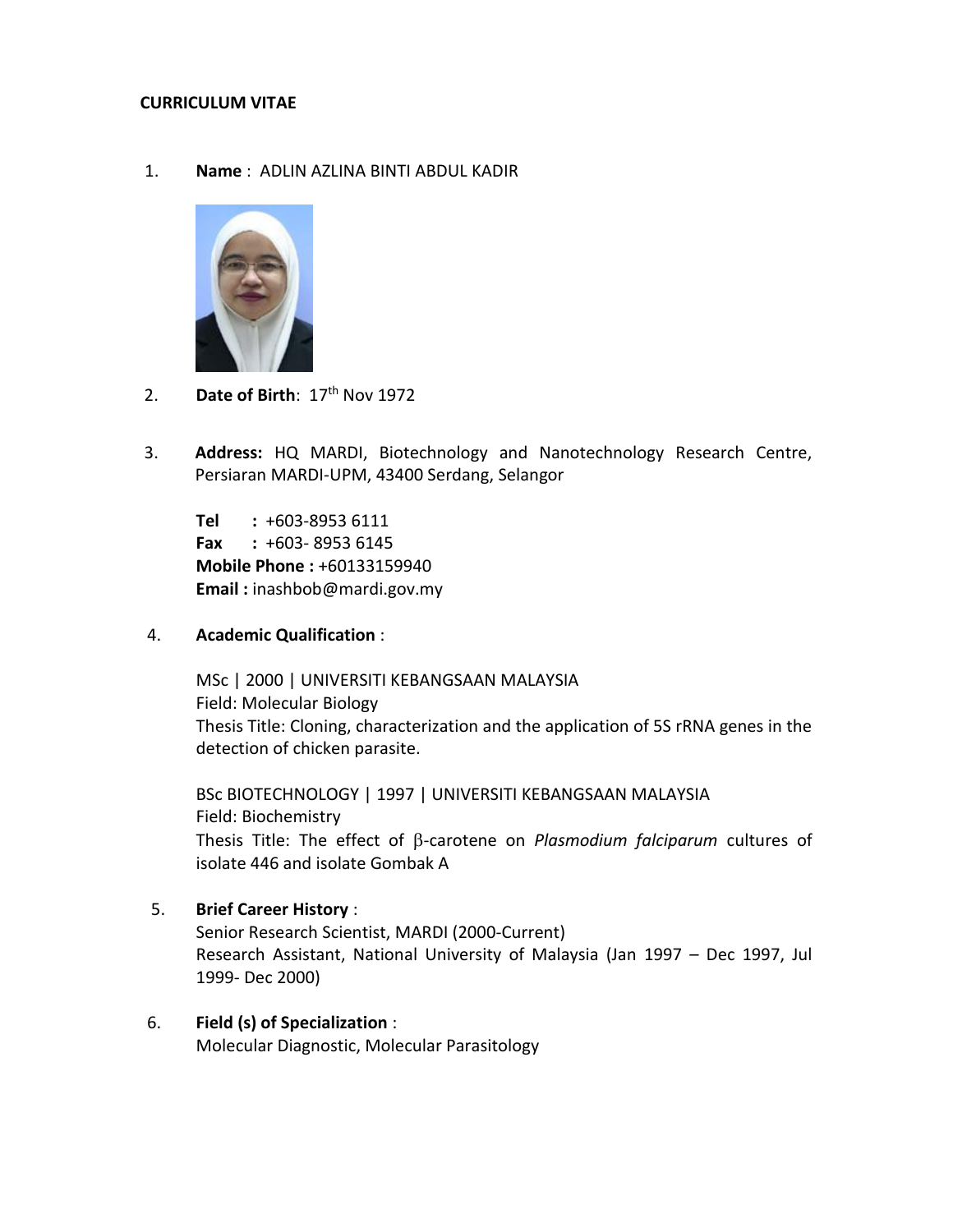**CURRICULUM VITAE**

1. **Name** : ADLIN AZLINA BINTI ABDUL KADIR

2. **Date of Birth**: 17th Nov 1972

3. **Address:** HQ MARDI, Biotechnology and Nanotechnology Research Centre, Persiaran MARDI-UPM, 43400 Serdang, Selangor

   **Tel** : +603-8953 6111
   **Fax** : +603- 8953 6145
   **Mobile Phone :** +60133159940
   **Email :** inashbob@mardi.gov.my

4. **Academic Qualification** :

   MSc | 2000 | UNIVERSITI KEBANGSAAN MALAYSIA
   Field: Molecular Biology
   Thesis Title: Cloning, characterization and the application of 5S rRNA genes in the detection of chicken parasite.

   BSc BIOTECHNOLOGY | 1997 | UNIVERSITI KEBANGSAAN MALAYSIA
   Field: Biochemistry
   Thesis Title: The effect of β-carotene on *Plasmodium falciparum* cultures of isolate 446 and isolate Gombak A

5. **Brief Career History** :
   Senior Research Scientist, MARDI (2000-Current)
   Research Assistant, National University of Malaysia (Jan 1997 – Dec 1997, Jul 1999- Dec 2000)

6. **Field (s) of Specialization** :
   Molecular Diagnostic, Molecular Parasitology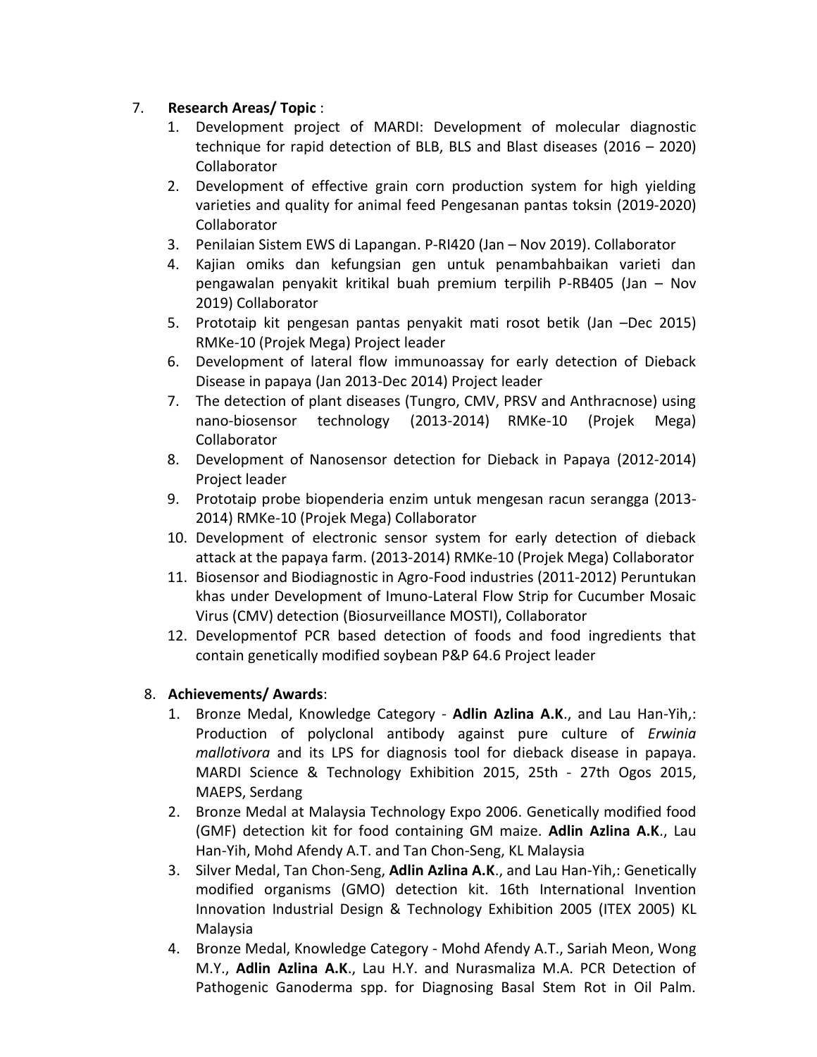7. **Research Areas/ Topic** :
    1. Development project of MARDI: Development of molecular diagnostic technique for rapid detection of BLB, BLS and Blast diseases (2016 – 2020) Collaborator
    2. Development of effective grain corn production system for high yielding varieties and quality for animal feed Pengesanan pantas toksin (2019-2020) Collaborator
    3. Penilaian Sistem EWS di Lapangan. P-RI420 (Jan – Nov 2019). Collaborator
    4. Kajian omiks dan kefungsian gen untuk penambahbaikan varieti dan pengawalan penyakit kritikal buah premium terpilih P-RB405 (Jan – Nov 2019) Collaborator
    5. Prototaip kit pengesan pantas penyakit mati rosot betik (Jan –Dec 2015) RMKe-10 (Projek Mega) Project leader
    6. Development of lateral flow immunoassay for early detection of Dieback Disease in papaya (Jan 2013-Dec 2014) Project leader
    7. The detection of plant diseases (Tungro, CMV, PRSV and Anthracnose) using nano-biosensor technology (2013-2014) RMKe-10 (Projek Mega) Collaborator
    8. Development of Nanosensor detection for Dieback in Papaya (2012-2014) Project leader
    9. Prototaip probe biopenderia enzim untuk mengesan racun serangga (2013-2014) RMKe-10 (Projek Mega) Collaborator
    10. Development of electronic sensor system for early detection of dieback attack at the papaya farm. (2013-2014) RMKe-10 (Projek Mega) Collaborator
    11. Biosensor and Biodiagnostic in Agro-Food industries (2011-2012) Peruntukan khas under Development of Imuno-Lateral Flow Strip for Cucumber Mosaic Virus (CMV) detection (Biosurveillance MOSTI), Collaborator
    12. Developmentof PCR based detection of foods and food ingredients that contain genetically modified soybean P&P 64.6 Project leader

8. **Achievements/ Awards**:
    1. Bronze Medal, Knowledge Category - **Adlin Azlina A.K**., and Lau Han-Yih,: Production of polyclonal antibody against pure culture of *Erwinia mallotivora* and its LPS for diagnosis tool for dieback disease in papaya. MARDI Science & Technology Exhibition 2015, 25th - 27th Ogos 2015, MAEPS, Serdang
    2. Bronze Medal at Malaysia Technology Expo 2006. Genetically modified food (GMF) detection kit for food containing GM maize. **Adlin Azlina A.K**., Lau Han-Yih, Mohd Afendy A.T. and Tan Chon-Seng, KL Malaysia
    3. Silver Medal, Tan Chon-Seng, **Adlin Azlina A.K**., and Lau Han-Yih,: Genetically modified organisms (GMO) detection kit. 16th International Invention Innovation Industrial Design & Technology Exhibition 2005 (ITEX 2005) KL Malaysia
    4. Bronze Medal, Knowledge Category - Mohd Afendy A.T., Sariah Meon, Wong M.Y., **Adlin Azlina A.K**., Lau H.Y. and Nurasmaliza M.A. PCR Detection of Pathogenic Ganoderma spp. for Diagnosing Basal Stem Rot in Oil Palm.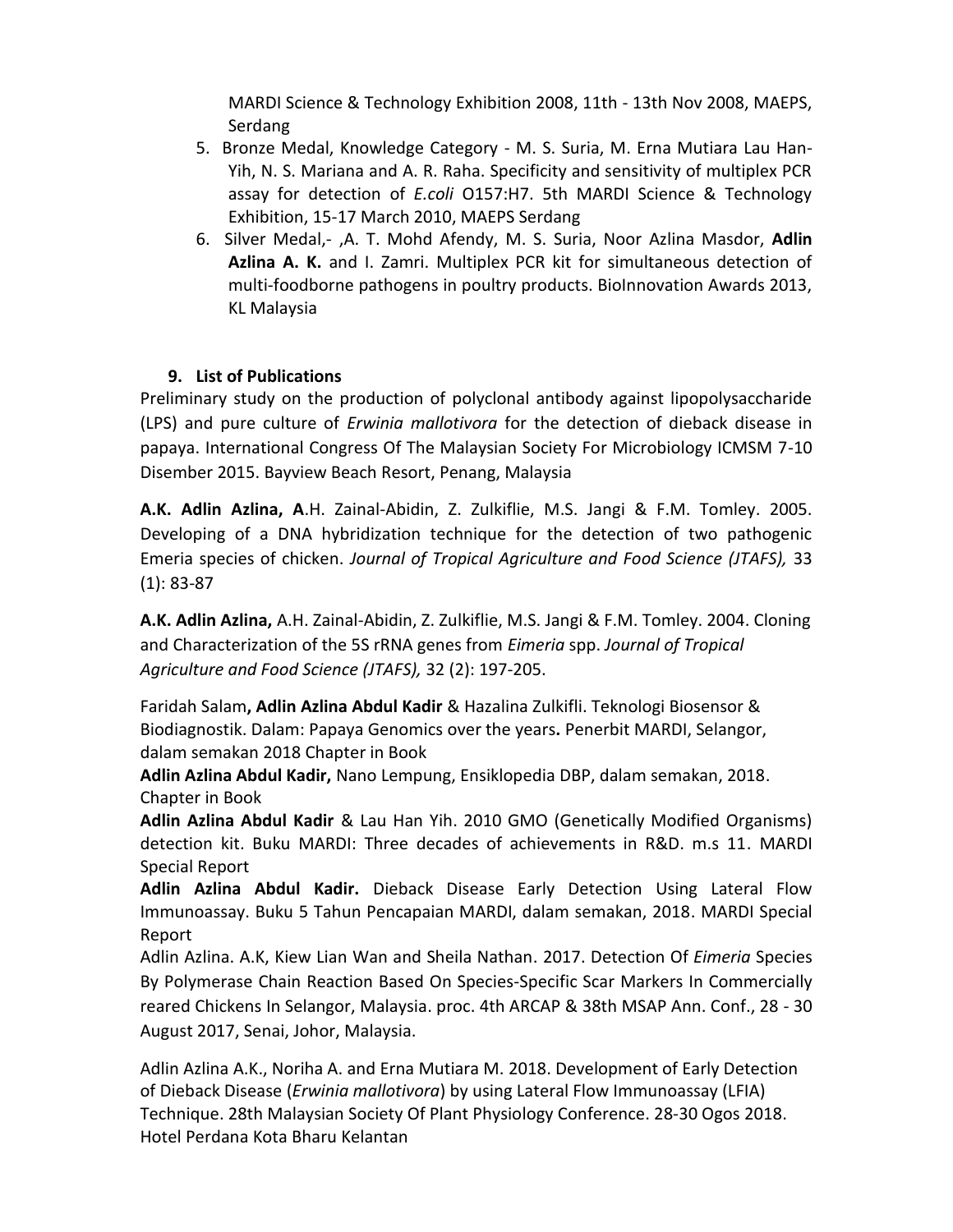MARDI Science & Technology Exhibition 2008, 11th - 13th Nov 2008, MAEPS, Serdang

5. Bronze Medal, Knowledge Category - M. S. Suria, M. Erna Mutiara Lau Han-Yih, N. S. Mariana and A. R. Raha. Specificity and sensitivity of multiplex PCR assay for detection of *E.coli* O157:H7. 5th MARDI Science & Technology Exhibition, 15-17 March 2010, MAEPS Serdang
6. Silver Medal,- ,A. T. Mohd Afendy, M. S. Suria, Noor Azlina Masdor, **Adlin Azlina A. K.** and I. Zamri. Multiplex PCR kit for simultaneous detection of multi-foodborne pathogens in poultry products. BioInnovation Awards 2013, KL Malaysia

### 9. List of Publications

Preliminary study on the production of polyclonal antibody against lipopolysaccharide (LPS) and pure culture of *Erwinia mallotivora* for the detection of dieback disease in papaya. International Congress Of The Malaysian Society For Microbiology ICMSM 7-10 Disember 2015. Bayview Beach Resort, Penang, Malaysia

**A.K. Adlin Azlina, A**.H. Zainal-Abidin, Z. Zulkiflie, M.S. Jangi & F.M. Tomley. 2005. Developing of a DNA hybridization technique for the detection of two pathogenic Emeria species of chicken. *Journal of Tropical Agriculture and Food Science (JTAFS),* 33 (1): 83-87

**A.K. Adlin Azlina,** A.H. Zainal-Abidin, Z. Zulkiflie, M.S. Jangi & F.M. Tomley. 2004. Cloning and Characterization of the 5S rRNA genes from *Eimeria* spp. *Journal of Tropical Agriculture and Food Science (JTAFS),* 32 (2): 197-205.

Faridah Salam**, Adlin Azlina Abdul Kadir** & Hazalina Zulkifli. Teknologi Biosensor & Biodiagnostik. Dalam: Papaya Genomics over the years**.** Penerbit MARDI, Selangor, dalam semakan 2018 Chapter in Book

**Adlin Azlina Abdul Kadir,** Nano Lempung, Ensiklopedia DBP, dalam semakan, 2018. Chapter in Book

**Adlin Azlina Abdul Kadir** & Lau Han Yih. 2010 GMO (Genetically Modified Organisms) detection kit. Buku MARDI: Three decades of achievements in R&D. m.s 11. MARDI Special Report

**Adlin Azlina Abdul Kadir.** Dieback Disease Early Detection Using Lateral Flow Immunoassay. Buku 5 Tahun Pencapaian MARDI, dalam semakan, 2018. MARDI Special Report

Adlin Azlina. A.K, Kiew Lian Wan and Sheila Nathan. 2017. Detection Of *Eimeria* Species By Polymerase Chain Reaction Based On Species-Specific Scar Markers In Commercially reared Chickens In Selangor, Malaysia. proc. 4th ARCAP & 38th MSAP Ann. Conf., 28 - 30 August 2017, Senai, Johor, Malaysia.

Adlin Azlina A.K., Noriha A. and Erna Mutiara M. 2018. Development of Early Detection of Dieback Disease (*Erwinia mallotivora*) by using Lateral Flow Immunoassay (LFIA) Technique. 28th Malaysian Society Of Plant Physiology Conference. 28-30 Ogos 2018. Hotel Perdana Kota Bharu Kelantan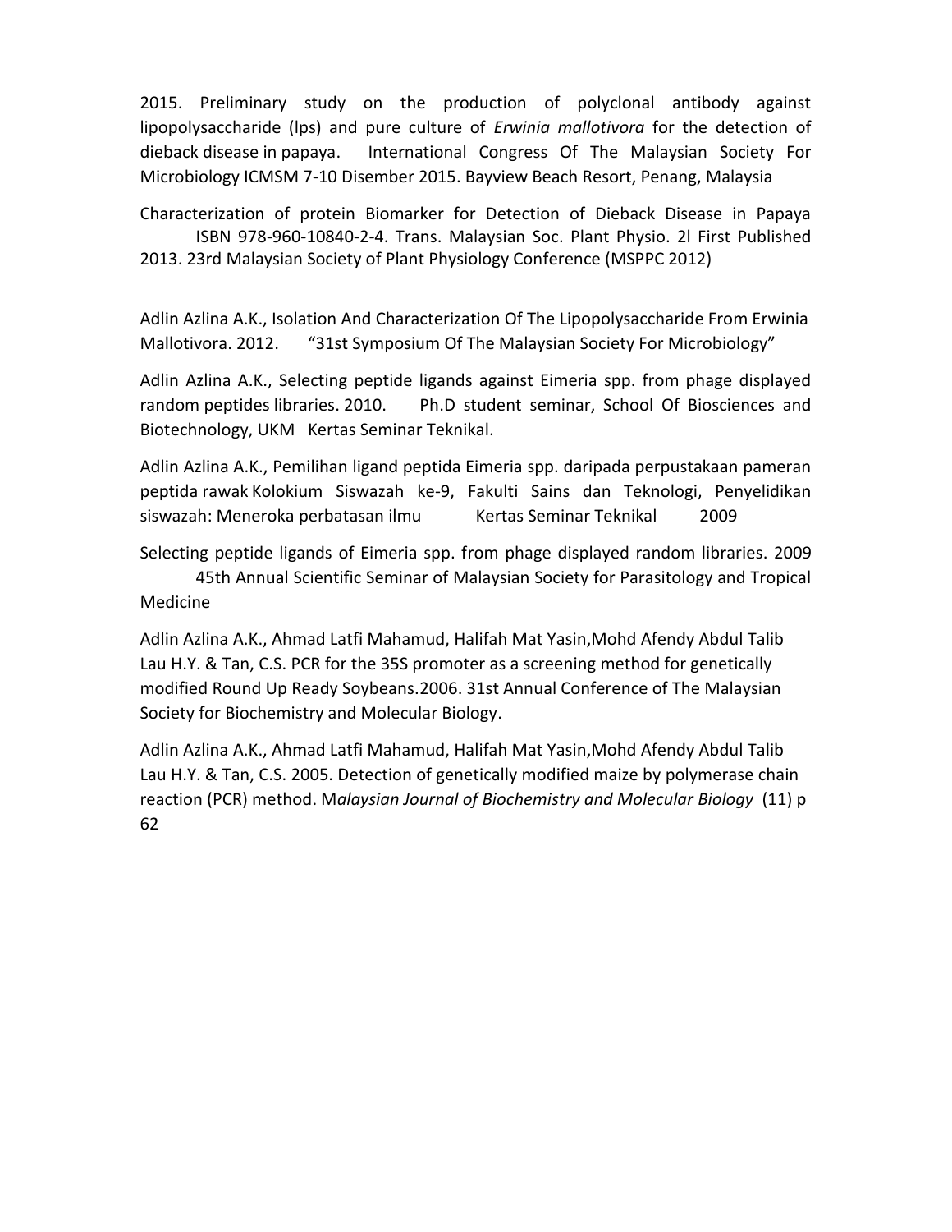2015. Preliminary study on the production of polyclonal antibody against lipopolysaccharide (lps) and pure culture of *Erwinia mallotivora* for the detection of dieback disease in papaya. International Congress Of The Malaysian Society For Microbiology ICMSM 7-10 Disember 2015. Bayview Beach Resort, Penang, Malaysia

Characterization of protein Biomarker for Detection of Dieback Disease in Papaya ISBN 978-960-10840-2-4. Trans. Malaysian Soc. Plant Physio. 2l First Published 2013. 23rd Malaysian Society of Plant Physiology Conference (MSPPC 2012)

Adlin Azlina A.K., Isolation And Characterization Of The Lipopolysaccharide From Erwinia Mallotivora. 2012. "31st Symposium Of The Malaysian Society For Microbiology"

Adlin Azlina A.K., Selecting peptide ligands against Eimeria spp. from phage displayed random peptides libraries. 2010. Ph.D student seminar, School Of Biosciences and Biotechnology, UKM Kertas Seminar Teknikal.

Adlin Azlina A.K., Pemilihan ligand peptida Eimeria spp. daripada perpustakaan pameran peptida rawak Kolokium Siswazah ke-9, Fakulti Sains dan Teknologi, Penyelidikan siswazah: Meneroka perbatasan ilmu Kertas Seminar Teknikal 2009

Selecting peptide ligands of Eimeria spp. from phage displayed random libraries. 2009 45th Annual Scientific Seminar of Malaysian Society for Parasitology and Tropical Medicine

Adlin Azlina A.K., Ahmad Latfi Mahamud, Halifah Mat Yasin,Mohd Afendy Abdul Talib Lau H.Y. & Tan, C.S. PCR for the 35S promoter as a screening method for genetically modified Round Up Ready Soybeans.2006. 31st Annual Conference of The Malaysian Society for Biochemistry and Molecular Biology.

Adlin Azlina A.K., Ahmad Latfi Mahamud, Halifah Mat Yasin,Mohd Afendy Abdul Talib Lau H.Y. & Tan, C.S. 2005. Detection of genetically modified maize by polymerase chain reaction (PCR) method. M*alaysian Journal of Biochemistry and Molecular Biology* (11) p 62